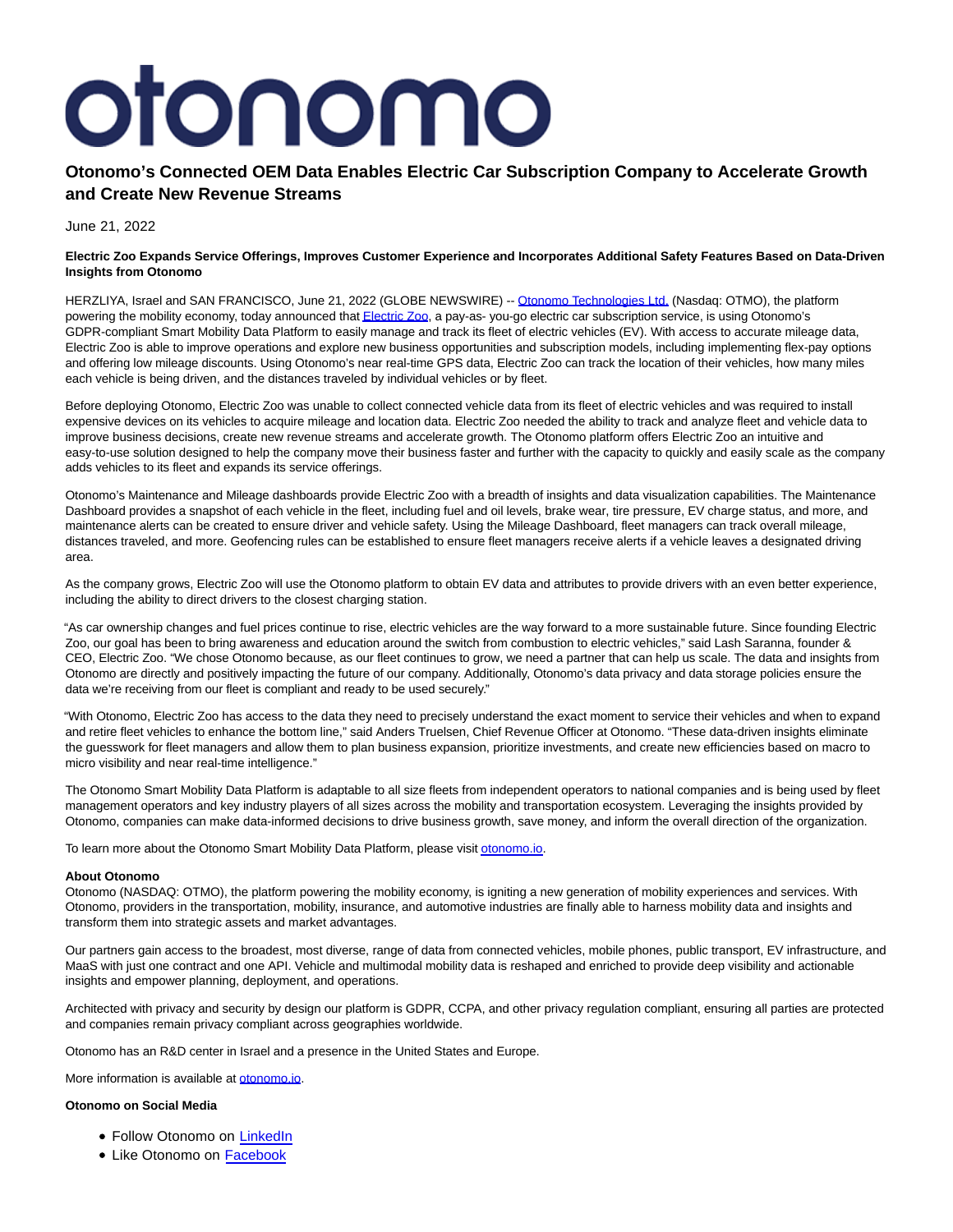# otonomo

## Otonomo's Connected OEM Data Enables Electric Car Subscription Company to Accelerate Growth and Create New Revenue Streams

June 21, 2022

**Electric Zoo Expands Service Offerings, Improves Customer Experience and Incorporates Additional Safety Features Based on Data-Driven Insights from Otonomo**

HERZLIYA, Israel and SAN FRANCISCO, June 21, 2022 (GLOBE NEWSWIRE) -- Otonomo Technologies Ltd. (Nasdaq: OTMO), the platform powering the mobility economy, today announced that Electric Zoo, a pay-as- you-go electric car subscription service, is using Otonomo's GDPR-compliant Smart Mobility Data Platform to easily manage and track its fleet of electric vehicles (EV). With access to accurate mileage data, Electric Zoo is able to improve operations and explore new business opportunities and subscription models, including implementing flex-pay options and offering low mileage discounts. Using Otonomo's near real-time GPS data, Electric Zoo can track the location of their vehicles, how many miles each vehicle is being driven, and the distances traveled by individual vehicles or by fleet.

Before deploying Otonomo, Electric Zoo was unable to collect connected vehicle data from its fleet of electric vehicles and was required to install expensive devices on its vehicles to acquire mileage and location data. Electric Zoo needed the ability to track and analyze fleet and vehicle data to improve business decisions, create new revenue streams and accelerate growth. The Otonomo platform offers Electric Zoo an intuitive and easy-to-use solution designed to help the company move their business faster and further with the capacity to quickly and easily scale as the company adds vehicles to its fleet and expands its service offerings.

Otonomo's Maintenance and Mileage dashboards provide Electric Zoo with a breadth of insights and data visualization capabilities. The Maintenance Dashboard provides a snapshot of each vehicle in the fleet, including fuel and oil levels, brake wear, tire pressure, EV charge status, and more, and maintenance alerts can be created to ensure driver and vehicle safety. Using the Mileage Dashboard, fleet managers can track overall mileage, distances traveled, and more. Geofencing rules can be established to ensure fleet managers receive alerts if a vehicle leaves a designated driving area.

As the company grows, Electric Zoo will use the Otonomo platform to obtain EV data and attributes to provide drivers with an even better experience, including the ability to direct drivers to the closest charging station.

"As car ownership changes and fuel prices continue to rise, electric vehicles are the way forward to a more sustainable future. Since founding Electric Zoo, our goal has been to bring awareness and education around the switch from combustion to electric vehicles," said Lash Saranna, founder & CEO, Electric Zoo. "We chose Otonomo because, as our fleet continues to grow, we need a partner that can help us scale. The data and insights from Otonomo are directly and positively impacting the future of our company. Additionally, Otonomo's data privacy and data storage policies ensure the data we're receiving from our fleet is compliant and ready to be used securely."

"With Otonomo, Electric Zoo has access to the data they need to precisely understand the exact moment to service their vehicles and when to expand and retire fleet vehicles to enhance the bottom line," said Anders Truelsen, Chief Revenue Officer at Otonomo. "These data-driven insights eliminate the guesswork for fleet managers and allow them to plan business expansion, prioritize investments, and create new efficiencies based on macro to micro visibility and near real-time intelligence."

The Otonomo Smart Mobility Data Platform is adaptable to all size fleets from independent operators to national companies and is being used by fleet management operators and key industry players of all sizes across the mobility and transportation ecosystem. Leveraging the insights provided by Otonomo, companies can make data-informed decisions to drive business growth, save money, and inform the overall direction of the organization.

To learn more about the Otonomo Smart Mobility Data Platform, please visit otonomo.io.

**About Otonomo**

Otonomo (NASDAQ: OTMO), the platform powering the mobility economy, is igniting a new generation of mobility experiences and services. With Otonomo, providers in the transportation, mobility, insurance, and automotive industries are finally able to harness mobility data and insights and transform them into strategic assets and market advantages.

Our partners gain access to the broadest, most diverse, range of data from connected vehicles, mobile phones, public transport, EV infrastructure, and MaaS with just one contract and one API. Vehicle and multimodal mobility data is reshaped and enriched to provide deep visibility and actionable insights and empower planning, deployment, and operations.

Architected with privacy and security by design our platform is GDPR, CCPA, and other privacy regulation compliant, ensuring all parties are protected and companies remain privacy compliant across geographies worldwide.

Otonomo has an R&D center in Israel and a presence in the United States and Europe.

More information is available at otonomo.io.

**Otonomo on Social Media**

- Follow Otonomo on LinkedIn
- Like Otonomo on Facebook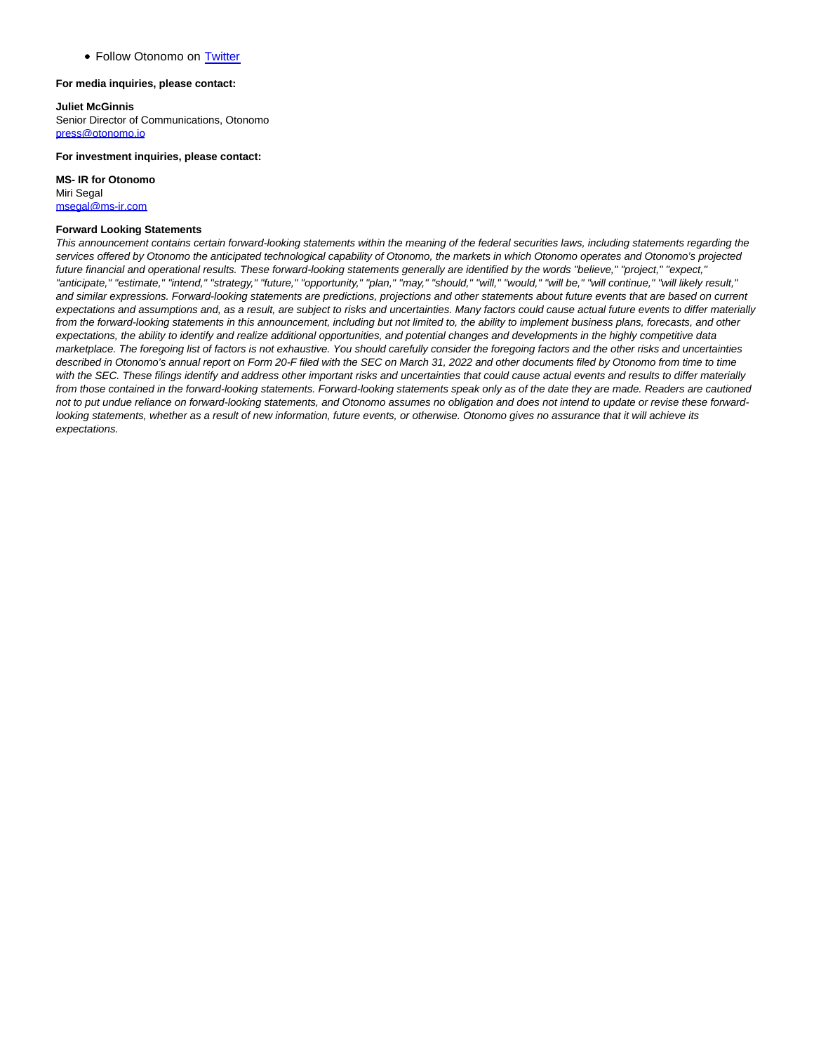- Follow Otonomo on [Twitter]

**For media inquiries, please contact:**

**Juliet McGinnis**
Senior Director of Communications, Otonomo
press@otonomo.io

**For investment inquiries, please contact:**

**MS- IR for Otonomo**
Miri Segal
msegal@ms-ir.com

**Forward Looking Statements**

*This announcement contains certain forward-looking statements within the meaning of the federal securities laws, including statements regarding the services offered by Otonomo the anticipated technological capability of Otonomo, the markets in which Otonomo operates and Otonomo's projected future financial and operational results. These forward-looking statements generally are identified by the words "believe," "project," "expect," "anticipate," "estimate," "intend," "strategy," "future," "opportunity," "plan," "may," "should," "will," "would," "will be," "will continue," "will likely result," and similar expressions. Forward-looking statements are predictions, projections and other statements about future events that are based on current expectations and assumptions and, as a result, are subject to risks and uncertainties. Many factors could cause actual future events to differ materially from the forward-looking statements in this announcement, including but not limited to, the ability to implement business plans, forecasts, and other expectations, the ability to identify and realize additional opportunities, and potential changes and developments in the highly competitive data marketplace. The foregoing list of factors is not exhaustive. You should carefully consider the foregoing factors and the other risks and uncertainties described in Otonomo's annual report on Form 20-F filed with the SEC on March 31, 2022 and other documents filed by Otonomo from time to time with the SEC. These filings identify and address other important risks and uncertainties that could cause actual events and results to differ materially from those contained in the forward-looking statements. Forward-looking statements speak only as of the date they are made. Readers are cautioned not to put undue reliance on forward-looking statements, and Otonomo assumes no obligation and does not intend to update or revise these forward-looking statements, whether as a result of new information, future events, or otherwise. Otonomo gives no assurance that it will achieve its expectations.*